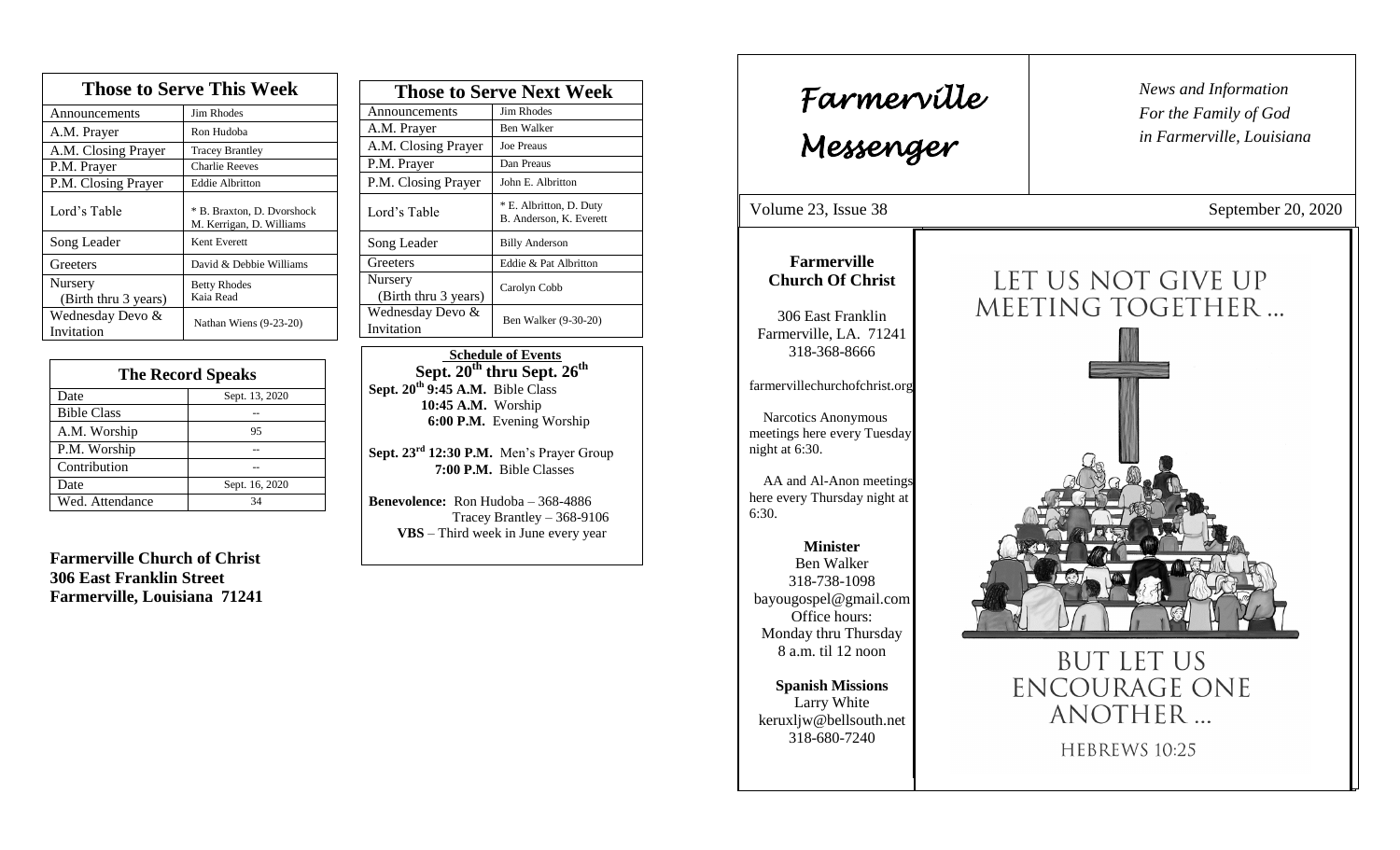| Those to Serve This Week | |
| --- | --- |
| Announcements | Jim Rhodes |
| A.M. Prayer | Ron Hudoba |
| A.M. Closing Prayer | Tracey Brantley |
| P.M. Prayer | Charlie Reeves |
| P.M. Closing Prayer | Eddie Albritton |
| Lord's Table | * B. Braxton, D. Dvorshock M. Kerrigan, D. Williams |
| Song Leader | Kent Everett |
| Greeters | David & Debbie Williams |
| Nursery (Birth thru 3 years) | Betty Rhodes Kaia Read |
| Wednesday Devo & Invitation | Nathan Wiens (9-23-20) |

| The Record Speaks | |
| --- | --- |
| Date | Sept. 13, 2020 |
| Bible Class | -- |
| A.M. Worship | 95 |
| P.M. Worship | -- |
| Contribution | -- |
| Date | Sept. 16, 2020 |
| Wed. Attendance | 34 |

**Farmerville Church of Christ**
**306 East Franklin Street**
**Farmerville, Louisiana 71241**

| Those to Serve Next Week | |
| --- | --- |
| Announcements | Jim Rhodes |
| A.M. Prayer | Ben Walker |
| A.M. Closing Prayer | Joe Preaus |
| P.M. Prayer | Dan Preaus |
| P.M. Closing Prayer | John E. Albritton |
| Lord's Table | * E. Albritton, D. Duty B. Anderson, K. Everett |
| Song Leader | Billy Anderson |
| Greeters | Eddie & Pat Albritton |
| Nursery (Birth thru 3 years) | Carolyn Cobb |
| Wednesday Devo & Invitation | Ben Walker (9-30-20) |

**Schedule of Events**
**Sept. 20th thru Sept. 26th**

**Sept. 20th 9:45 A.M.** Bible Class
**10:45 A.M.** Worship
**6:00 P.M.** Evening Worship

**Sept. 23rd 12:30 P.M.** Men's Prayer Group
**7:00 P.M.** Bible Classes

**Benevolence:** Ron Hudoba – 368-4886
Tracey Brantley – 368-9106
**VBS** – Third week in June every year

# Farmerville Messenger

*News and Information*
*For the Family of God*
*in Farmerville, Louisiana*

Volume 23, Issue 38 — September 20, 2020

**Farmerville Church Of Christ**

306 East Franklin
Farmerville, LA. 71241
318-368-8666

farmervillechurchofchrist.org

Narcotics Anonymous meetings here every Tuesday night at 6:30.

AA and Al-Anon meetings here every Thursday night at 6:30.

**Minister**
Ben Walker
318-738-1098
bayougospel@gmail.com
Office hours:
Monday thru Thursday
8 a.m. til 12 noon

**Spanish Missions**
Larry White
keruxljw@bellsouth.net
318-680-7240

LET US NOT GIVE UP MEETING TOGETHER ...

BUT LET US ENCOURAGE ONE ANOTHER ...

HEBREWS 10:25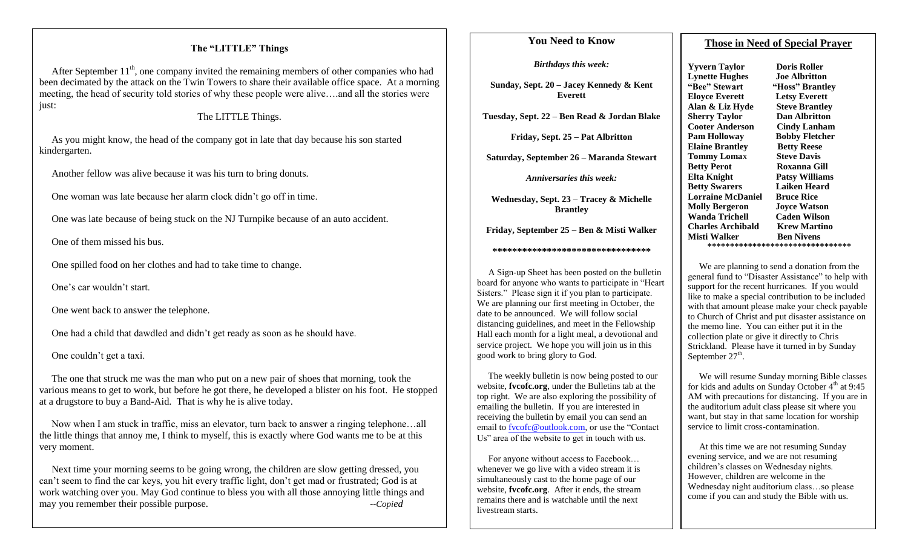## The "LITTLE" Things

After September 11th, one company invited the remaining members of other companies who had been decimated by the attack on the Twin Towers to share their available office space. At a morning meeting, the head of security told stories of why these people were alive….and all the stories were just:

The LITTLE Things.

As you might know, the head of the company got in late that day because his son started kindergarten.

Another fellow was alive because it was his turn to bring donuts.

One woman was late because her alarm clock didn't go off in time.

One was late because of being stuck on the NJ Turnpike because of an auto accident.

One of them missed his bus.

One spilled food on her clothes and had to take time to change.

One's car wouldn't start.

One went back to answer the telephone.

One had a child that dawdled and didn't get ready as soon as he should have.

One couldn't get a taxi.

The one that struck me was the man who put on a new pair of shoes that morning, took the various means to get to work, but before he got there, he developed a blister on his foot. He stopped at a drugstore to buy a Band-Aid. That is why he is alive today.

Now when I am stuck in traffic, miss an elevator, turn back to answer a ringing telephone…all the little things that annoy me, I think to myself, this is exactly where God wants me to be at this very moment.

Next time your morning seems to be going wrong, the children are slow getting dressed, you can't seem to find the car keys, you hit every traffic light, don't get mad or frustrated; God is at work watching over you. May God continue to bless you with all those annoying little things and may you remember their possible purpose. *--Copied*

## You Need to Know

***Birthdays this week:***

**Sunday, Sept. 20 – Jacey Kennedy & Kent Everett**

**Tuesday, Sept. 22 – Ben Read & Jordan Blake**

**Friday, Sept. 25 – Pat Albritton**

**Saturday, September 26 – Maranda Stewart**

***Anniversaries this week:***

**Wednesday, Sept. 23 – Tracey & Michelle Brantley**

**Friday, September 25 – Ben & Misti Walker**

**********************************

A Sign-up Sheet has been posted on the bulletin board for anyone who wants to participate in "Heart Sisters." Please sign it if you plan to participate. We are planning our first meeting in October, the date to be announced. We will follow social distancing guidelines, and meet in the Fellowship Hall each month for a light meal, a devotional and service project. We hope you will join us in this good work to bring glory to God.

The weekly bulletin is now being posted to our website, **fvcofc.org**, under the Bulletins tab at the top right. We are also exploring the possibility of emailing the bulletin. If you are interested in receiving the bulletin by email you can send an email to fvcofc@outlook.com, or use the "Contact Us" area of the website to get in touch with us.

For anyone without access to Facebook… whenever we go live with a video stream it is simultaneously cast to the home page of our website, **fvcofc.org**. After it ends, the stream remains there and is watchable until the next livestream starts.

## Those in Need of Special Prayer

| | |
|---|---|
| **Yyvern Taylor** | **Doris Roller** |
| **Lynette Hughes** | **Joe Albritton** |
| **"Bee" Stewart** | **"Hoss" Brantley** |
| **Eloyce Everett** | **Letsy Everett** |
| **Alan & Liz Hyde** | **Steve Brantley** |
| **Sherry Taylor** | **Dan Albritton** |
| **Cooter Anderson** | **Cindy Lanham** |
| **Pam Holloway** | **Bobby Fletcher** |
| **Elaine Brantley** | **Betty Reese** |
| **Tommy Lomax** | **Steve Davis** |
| **Betty Perot** | **Roxanna Gill** |
| **Elta Knight** | **Patsy Williams** |
| **Betty Swarers** | **Laiken Heard** |
| **Lorraine McDaniel** | **Bruce Rice** |
| **Molly Bergeron** | **Joyce Watson** |
| **Wanda Trichell** | **Caden Wilson** |
| **Charles Archibald** | **Krew Martino** |
| **Misti Walker** | **Ben Nivens** |

**********************************

We are planning to send a donation from the general fund to "Disaster Assistance" to help with support for the recent hurricanes. If you would like to make a special contribution to be included with that amount please make your check payable to Church of Christ and put disaster assistance on the memo line. You can either put it in the collection plate or give it directly to Chris Strickland. Please have it turned in by Sunday September 27th.

We will resume Sunday morning Bible classes for kids and adults on Sunday October 4th at 9:45 AM with precautions for distancing. If you are in the auditorium adult class please sit where you want, but stay in that same location for worship service to limit cross-contamination.

At this time we are not resuming Sunday evening service, and we are not resuming children's classes on Wednesday nights. However, children are welcome in the Wednesday night auditorium class…so please come if you can and study the Bible with us.